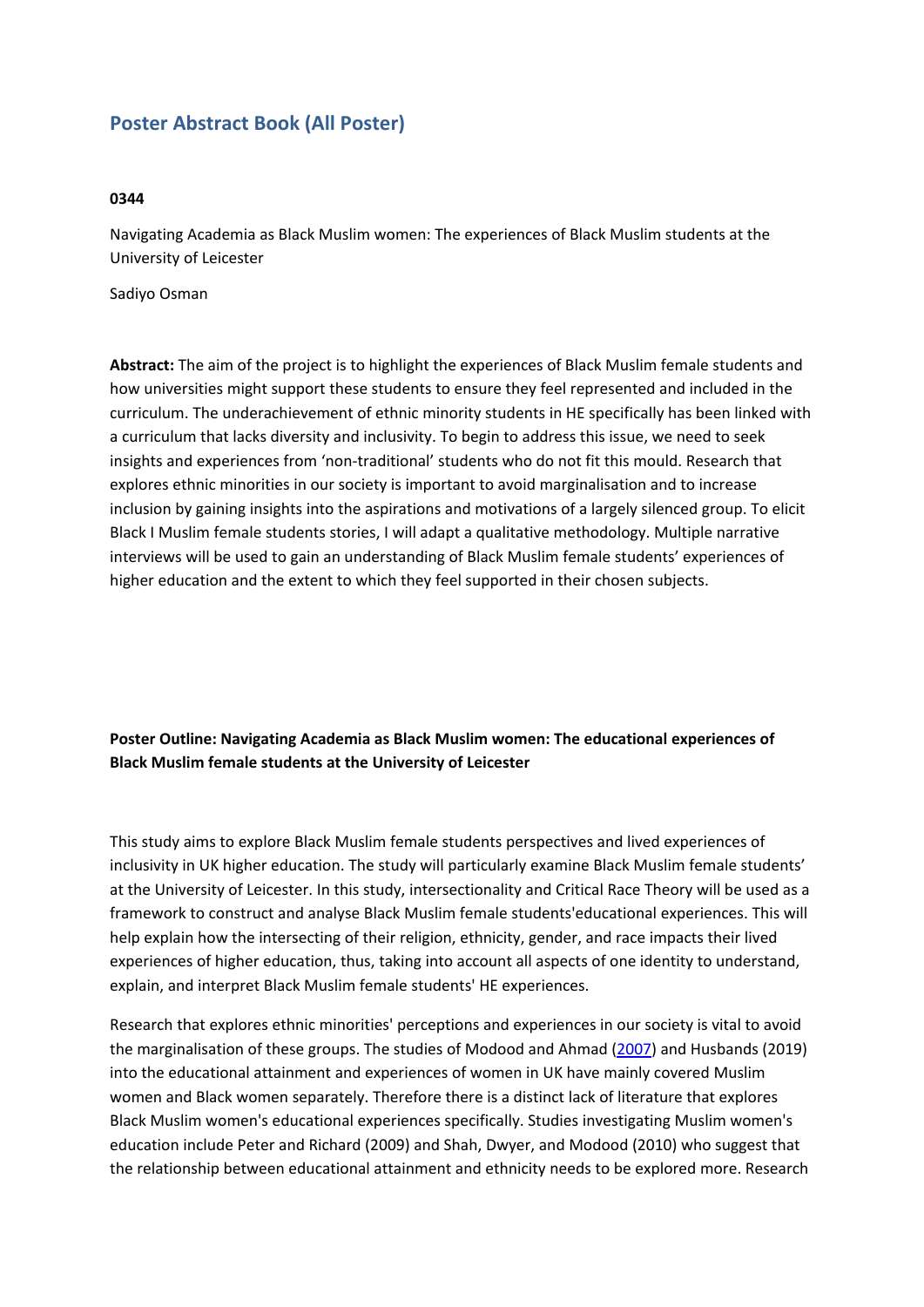## Poster Abstract Book (All Poster)

**0344**

Navigating Academia as Black Muslim women: The experiences of Black Muslim students at the University of Leicester

Sadiyo Osman

**Abstract:** The aim of the project is to highlight the experiences of Black Muslim female students and how universities might support these students to ensure they feel represented and included in the curriculum. The underachievement of ethnic minority students in HE specifically has been linked with a curriculum that lacks diversity and inclusivity. To begin to address this issue, we need to seek insights and experiences from 'non-traditional' students who do not fit this mould. Research that explores ethnic minorities in our society is important to avoid marginalisation and to increase inclusion by gaining insights into the aspirations and motivations of a largely silenced group. To elicit Black I Muslim female students stories, I will adapt a qualitative methodology. Multiple narrative interviews will be used to gain an understanding of Black Muslim female students' experiences of higher education and the extent to which they feel supported in their chosen subjects.

**Poster Outline: Navigating Academia as Black Muslim women: The educational experiences of Black Muslim female students at the University of Leicester**

This study aims to explore Black Muslim female students perspectives and lived experiences of inclusivity in UK higher education. The study will particularly examine Black Muslim female students' at the University of Leicester. In this study, intersectionality and Critical Race Theory will be used as a framework to construct and analyse Black Muslim female students'educational experiences. This will help explain how the intersecting of their religion, ethnicity, gender, and race impacts their lived experiences of higher education, thus, taking into account all aspects of one identity to understand, explain, and interpret Black Muslim female students' HE experiences.

Research that explores ethnic minorities' perceptions and experiences in our society is vital to avoid the marginalisation of these groups. The studies of Modood and Ahmad (2007) and Husbands (2019) into the educational attainment and experiences of women in UK have mainly covered Muslim women and Black women separately. Therefore there is a distinct lack of literature that explores Black Muslim women's educational experiences specifically. Studies investigating Muslim women's education include Peter and Richard (2009) and Shah, Dwyer, and Modood (2010) who suggest that the relationship between educational attainment and ethnicity needs to be explored more. Research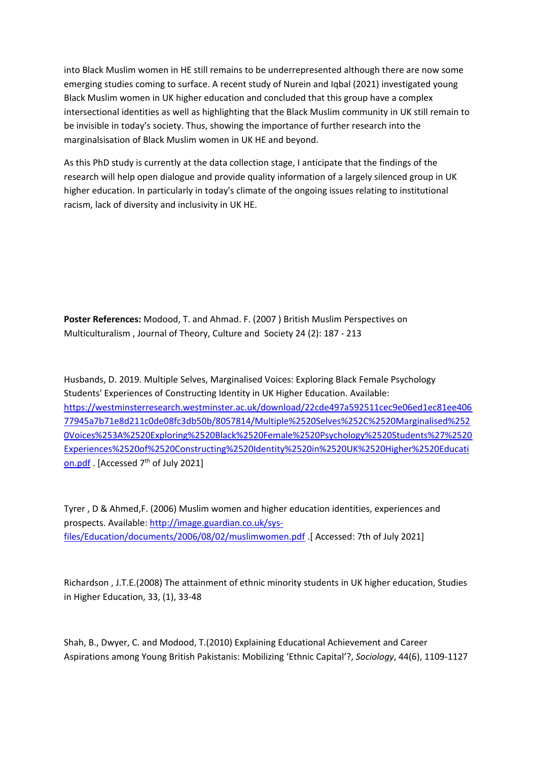into Black Muslim women in HE still remains to be underrepresented although there are now some emerging studies coming to surface. A recent study of Nurein and Iqbal (2021) investigated young Black Muslim women in UK higher education and concluded that this group have a complex intersectional identities as well as highlighting that the Black Muslim community in UK still remain to be invisible in today's society. Thus, showing the importance of further research into the marginalsisation of Black Muslim women in UK HE and beyond.

As this PhD study is currently at the data collection stage, I anticipate that the findings of the research will help open dialogue and provide quality information of a largely silenced group in UK higher education. In particularly in today's climate of the ongoing issues relating to institutional racism, lack of diversity and inclusivity in UK HE.

**Poster References:** Modood, T. and Ahmad. F. (2007 ) British Muslim Perspectives on Multiculturalism , Journal of Theory, Culture and Society 24 (2): 187 - 213

Husbands, D. 2019. Multiple Selves, Marginalised Voices: Exploring Black Female Psychology Students' Experiences of Constructing Identity in UK Higher Education. Available: https://westminsterresearch.westminster.ac.uk/download/22cde497a592511cec9e06ed1ec81ee40677945a7b71e8d211c0de08fc3db50b/8057814/Multiple%2520Selves%252C%2520Marginalised%2520Voices%253A%2520Exploring%2520Black%2520Female%2520Psychology%2520Students%27%2520Experiences%2520of%2520Constructing%2520Identity%2520in%2520UK%2520Higher%2520Education.pdf . [Accessed 7th of July 2021]

Tyrer , D & Ahmed,F. (2006) Muslim women and higher education identities, experiences and prospects. Available: http://image.guardian.co.uk/sys-files/Education/documents/2006/08/02/muslimwomen.pdf .[ Accessed: 7th of July 2021]

Richardson , J.T.E.(2008) The attainment of ethnic minority students in UK higher education, Studies in Higher Education, 33, (1), 33-48

Shah, B., Dwyer, C. and Modood, T.(2010) Explaining Educational Achievement and Career Aspirations among Young British Pakistanis: Mobilizing 'Ethnic Capital'?, *Sociology*, 44(6), 1109-1127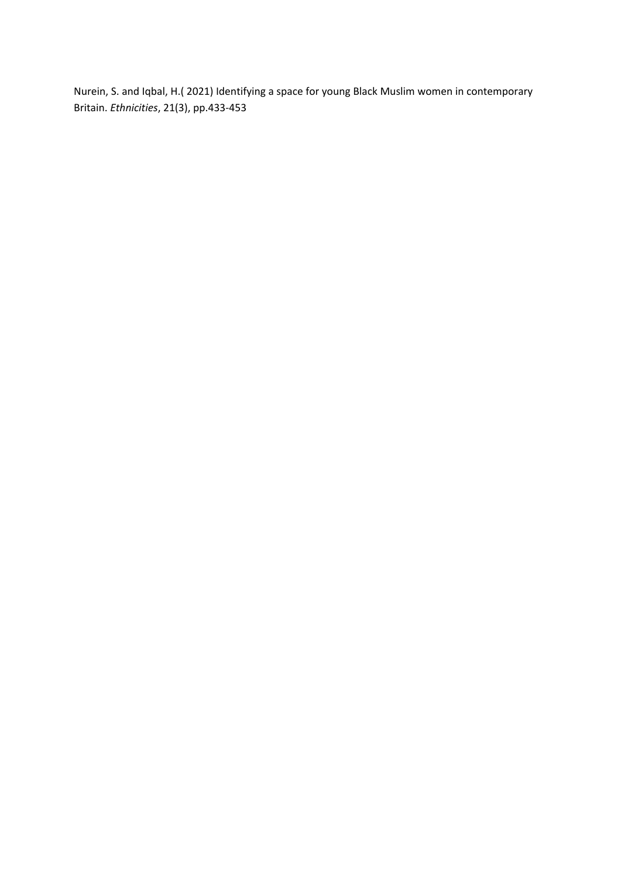Nurein, S. and Iqbal, H.( 2021) Identifying a space for young Black Muslim women in contemporary Britain. *Ethnicities*, 21(3), pp.433-453